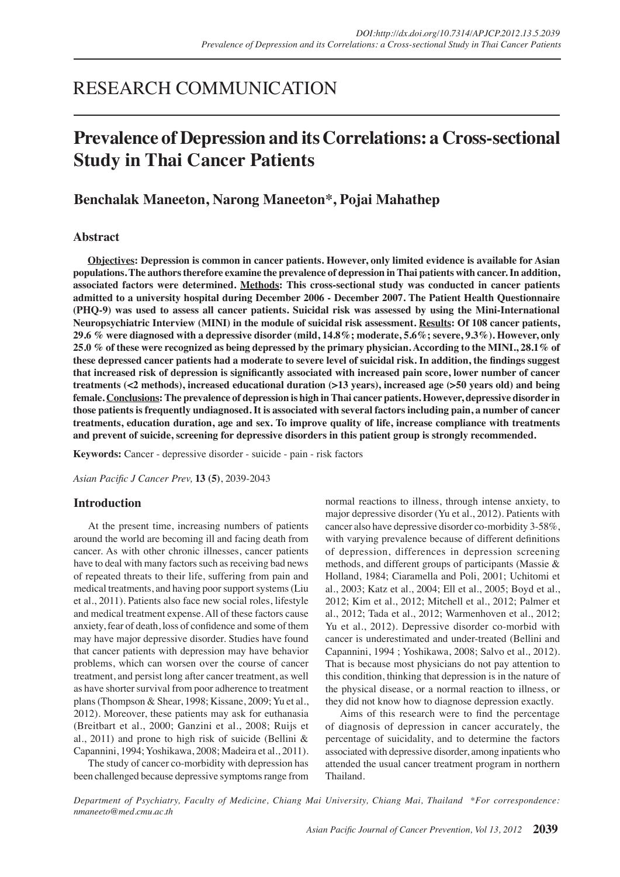RESEARCH COMMUNICATION

# Prevalence of Depression and its Correlations: a Cross-sectional Study in Thai Cancer Patients

**Benchalak Maneeton, Narong Maneeton*, Pojai Mahathep**

## Abstract

**<u>Objectives</u>: Depression is common in cancer patients. However, only limited evidence is available for Asian populations. The authors therefore examine the prevalence of depression in Thai patients with cancer. In addition, associated factors were determined. <u>Methods</u>: This cross-sectional study was conducted in cancer patients admitted to a university hospital during December 2006 - December 2007. The Patient Health Questionnaire (PHQ-9) was used to assess all cancer patients. Suicidal risk was assessed by using the Mini-International Neuropsychiatric Interview (MINI) in the module of suicidal risk assessment. <u>Results</u>: Of 108 cancer patients, 29.6 % were diagnosed with a depressive disorder (mild, 14.8%; moderate, 5.6%; severe, 9.3%). However, only 25.0 % of these were recognized as being depressed by the primary physician. According to the MINI., 28.1% of these depressed cancer patients had a moderate to severe level of suicidal risk. In addition, the findings suggest that increased risk of depression is significantly associated with increased pain score, lower number of cancer treatments (<2 methods), increased educational duration (>13 years), increased age (>50 years old) and being female. <u>Conclusions</u>: The prevalence of depression is high in Thai cancer patients. However, depressive disorder in those patients is frequently undiagnosed. It is associated with several factors including pain, a number of cancer treatments, education duration, age and sex. To improve quality of life, increase compliance with treatments and prevent of suicide, screening for depressive disorders in this patient group is strongly recommended.**

**Keywords:** Cancer - depressive disorder - suicide - pain - risk factors

## Introduction

At the present time, increasing numbers of patients around the world are becoming ill and facing death from cancer. As with other chronic illnesses, cancer patients have to deal with many factors such as receiving bad news of repeated threats to their life, suffering from pain and medical treatments, and having poor support systems (Liu et al., 2011). Patients also face new social roles, lifestyle and medical treatment expense. All of these factors cause anxiety, fear of death, loss of confidence and some of them may have major depressive disorder. Studies have found that cancer patients with depression may have behavior problems, which can worsen over the course of cancer treatment, and persist long after cancer treatment, as well as have shorter survival from poor adherence to treatment plans (Thompson & Shear, 1998; Kissane, 2009; Yu et al., 2012). Moreover, these patients may ask for euthanasia (Breitbart et al., 2000; Ganzini et al., 2008; Ruijs et al., 2011) and prone to high risk of suicide (Bellini & Capannini, 1994; Yoshikawa, 2008; Madeira et al., 2011).

The study of cancer co-morbidity with depression has been challenged because depressive symptoms range from normal reactions to illness, through intense anxiety, to major depressive disorder (Yu et al., 2012). Patients with cancer also have depressive disorder co-morbidity 3-58%, with varying prevalence because of different definitions of depression, differences in depression screening methods, and different groups of participants (Massie & Holland, 1984; Ciaramella and Poli, 2001; Uchitomi et al., 2003; Katz et al., 2004; Ell et al., 2005; Boyd et al., 2012; Kim et al., 2012; Mitchell et al., 2012; Palmer et al., 2012; Tada et al., 2012; Warmenhoven et al., 2012; Yu et al., 2012). Depressive disorder co-morbid with cancer is underestimated and under-treated (Bellini and Capannini, 1994 ; Yoshikawa, 2008; Salvo et al., 2012). That is because most physicians do not pay attention to this condition, thinking that depression is in the nature of the physical disease, or a normal reaction to illness, or they did not know how to diagnose depression exactly.

Aims of this research were to find the percentage of diagnosis of depression in cancer accurately, the percentage of suicidality, and to determine the factors associated with depressive disorder, among inpatients who attended the usual cancer treatment program in northern Thailand.

*Department of Psychiatry, Faculty of Medicine, Chiang Mai University, Chiang Mai, Thailand \*For correspondence: nmaneeto@med.cmu.ac.th*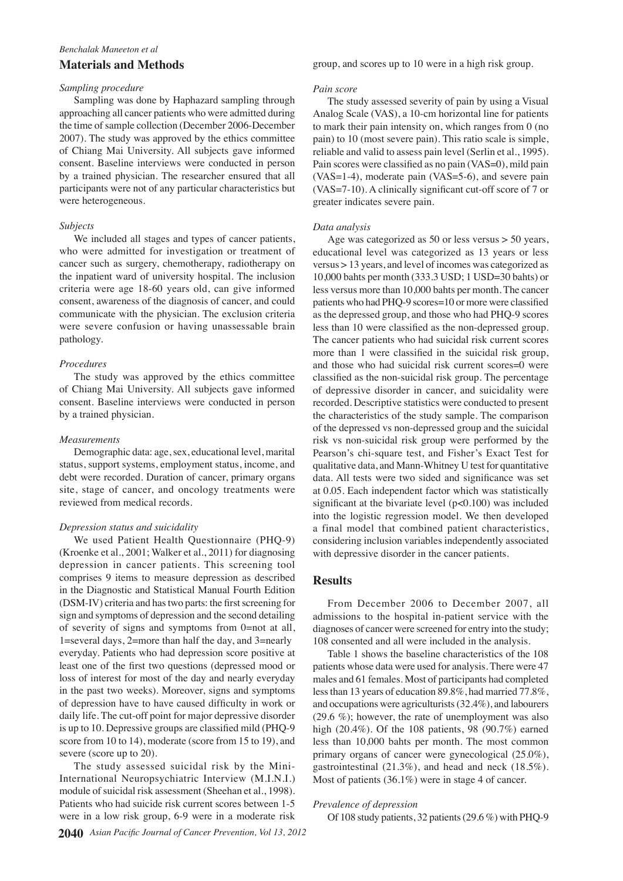## Materials and Methods

### *Sampling procedure*

Sampling was done by Haphazard sampling through approaching all cancer patients who were admitted during the time of sample collection (December 2006-December 2007). The study was approved by the ethics committee of Chiang Mai University. All subjects gave informed consent. Baseline interviews were conducted in person by a trained physician. The researcher ensured that all participants were not of any particular characteristics but were heterogeneous.

### *Subjects*

We included all stages and types of cancer patients, who were admitted for investigation or treatment of cancer such as surgery, chemotherapy, radiotherapy on the inpatient ward of university hospital. The inclusion criteria were age 18-60 years old, can give informed consent, awareness of the diagnosis of cancer, and could communicate with the physician. The exclusion criteria were severe confusion or having unassessable brain pathology.

### *Procedures*

The study was approved by the ethics committee of Chiang Mai University. All subjects gave informed consent. Baseline interviews were conducted in person by a trained physician.

### *Measurements*

Demographic data: age, sex, educational level, marital status, support systems, employment status, income, and debt were recorded. Duration of cancer, primary organs site, stage of cancer, and oncology treatments were reviewed from medical records.

### *Depression status and suicidality*

We used Patient Health Questionnaire (PHQ-9) (Kroenke et al., 2001; Walker et al., 2011) for diagnosing depression in cancer patients. This screening tool comprises 9 items to measure depression as described in the Diagnostic and Statistical Manual Fourth Edition (DSM-IV) criteria and has two parts: the first screening for sign and symptoms of depression and the second detailing of severity of signs and symptoms from 0=not at all, 1=several days, 2=more than half the day, and 3=nearly everyday. Patients who had depression score positive at least one of the first two questions (depressed mood or loss of interest for most of the day and nearly everyday in the past two weeks). Moreover, signs and symptoms of depression have to have caused difficulty in work or daily life. The cut-off point for major depressive disorder is up to 10. Depressive groups are classified mild (PHQ-9 score from 10 to 14), moderate (score from 15 to 19), and severe (score up to 20).

The study assessed suicidal risk by the Mini-International Neuropsychiatric Interview (M.I.N.I.) module of suicidal risk assessment (Sheehan et al., 1998). Patients who had suicide risk current scores between 1-5 were in a low risk group, 6-9 were in a moderate risk group, and scores up to 10 were in a high risk group.

### *Pain score*

The study assessed severity of pain by using a Visual Analog Scale (VAS), a 10-cm horizontal line for patients to mark their pain intensity on, which ranges from 0 (no pain) to 10 (most severe pain). This ratio scale is simple, reliable and valid to assess pain level (Serlin et al., 1995). Pain scores were classified as no pain (VAS=0), mild pain (VAS=1-4), moderate pain (VAS=5-6), and severe pain (VAS=7-10). A clinically significant cut-off score of 7 or greater indicates severe pain.

### *Data analysis*

Age was categorized as 50 or less versus > 50 years, educational level was categorized as 13 years or less versus > 13 years, and level of incomes was categorized as 10,000 bahts per month (333.3 USD; 1 USD=30 bahts) or less versus more than 10,000 bahts per month. The cancer patients who had PHQ-9 scores=10 or more were classified as the depressed group, and those who had PHQ-9 scores less than 10 were classified as the non-depressed group. The cancer patients who had suicidal risk current scores more than 1 were classified in the suicidal risk group, and those who had suicidal risk current scores=0 were classified as the non-suicidal risk group. The percentage of depressive disorder in cancer, and suicidality were recorded. Descriptive statistics were conducted to present the characteristics of the study sample. The comparison of the depressed vs non-depressed group and the suicidal risk vs non-suicidal risk group were performed by the Pearson's chi-square test, and Fisher's Exact Test for qualitative data, and Mann-Whitney U test for quantitative data. All tests were two sided and significance was set at 0.05. Each independent factor which was statistically significant at the bivariate level ($p<0.100$) was included into the logistic regression model. We then developed a final model that combined patient characteristics, considering inclusion variables independently associated with depressive disorder in the cancer patients.

## Results

From December 2006 to December 2007, all admissions to the hospital in-patient service with the diagnoses of cancer were screened for entry into the study; 108 consented and all were included in the analysis.

Table 1 shows the baseline characteristics of the 108 patients whose data were used for analysis. There were 47 males and 61 females. Most of participants had completed less than 13 years of education 89.8%, had married 77.8%, and occupations were agriculturists (32.4%), and labourers (29.6 %); however, the rate of unemployment was also high (20.4%). Of the 108 patients, 98 (90.7%) earned less than 10,000 bahts per month. The most common primary organs of cancer were gynecological (25.0%), gastrointestinal (21.3%), and head and neck (18.5%). Most of patients (36.1%) were in stage 4 of cancer.

### *Prevalence of depression*

Of 108 study patients, 32 patients (29.6 %) with PHQ-9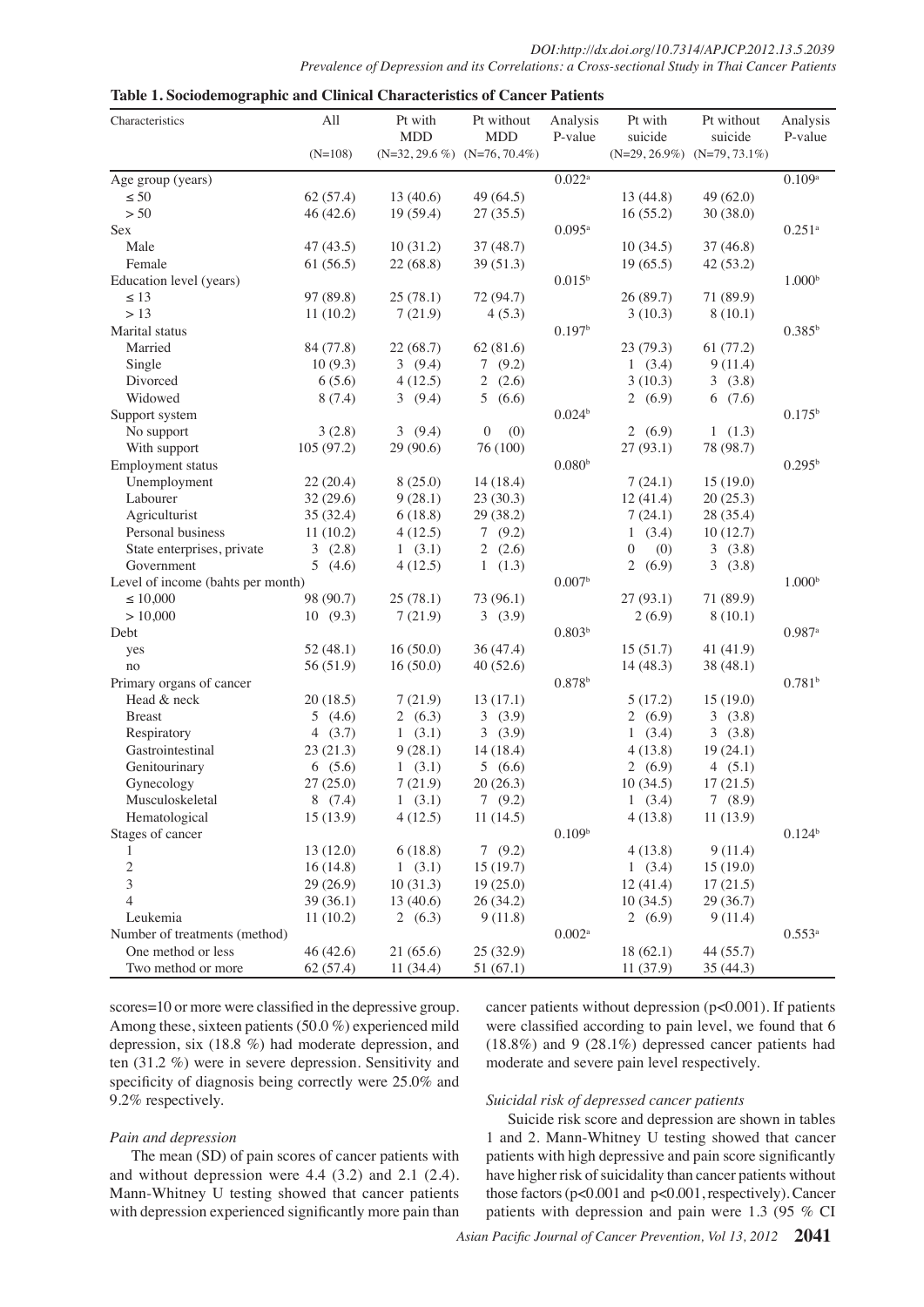**Table 1. Sociodemographic and Clinical Characteristics of Cancer Patients**

| Characteristics | All (N=108) | Pt with MDD (N=32, 29.6 %) | Pt without MDD (N=76, 70.4%) | Analysis P-value | Pt with suicide (N=29, 26.9%) | Pt without suicide (N=79, 73.1%) | Analysis P-value |
|---|---|---|---|---|---|---|---|
| Age group (years) | | | | 0.022[a] | | | 0.109[a] |
| ≤ 50 | 62 (57.4) | 13 (40.6) | 49 (64.5) | | 13 (44.8) | 49 (62.0) | |
| > 50 | 46 (42.6) | 19 (59.4) | 27 (35.5) | | 16 (55.2) | 30 (38.0) | |
| Sex | | | | 0.095[a] | | | 0.251[a] |
| Male | 47 (43.5) | 10 (31.2) | 37 (48.7) | | 10 (34.5) | 37 (46.8) | |
| Female | 61 (56.5) | 22 (68.8) | 39 (51.3) | | 19 (65.5) | 42 (53.2) | |
| Education level (years) | | | | 0.015[b] | | | 1.000[b] |
| ≤ 13 | 97 (89.8) | 25 (78.1) | 72 (94.7) | | 26 (89.7) | 71 (89.9) | |
| > 13 | 11 (10.2) | 7 (21.9) | 4 (5.3) | | 3 (10.3) | 8 (10.1) | |
| Marital status | | | | 0.197[b] | | | 0.385[b] |
| Married | 84 (77.8) | 22 (68.7) | 62 (81.6) | | 23 (79.3) | 61 (77.2) | |
| Single | 10 (9.3) | 3 (9.4) | 7 (9.2) | | 1 (3.4) | 9 (11.4) | |
| Divorced | 6 (5.6) | 4 (12.5) | 2 (2.6) | | 3 (10.3) | 3 (3.8) | |
| Widowed | 8 (7.4) | 3 (9.4) | 5 (6.6) | | 2 (6.9) | 6 (7.6) | |
| Support system | | | | 0.024[b] | | | 0.175[b] |
| No support | 3 (2.8) | 3 (9.4) | 0 (0) | | 2 (6.9) | 1 (1.3) | |
| With support | 105 (97.2) | 29 (90.6) | 76 (100) | | 27 (93.1) | 78 (98.7) | |
| Employment status | | | | 0.080[b] | | | 0.295[b] |
| Unemployment | 22 (20.4) | 8 (25.0) | 14 (18.4) | | 7 (24.1) | 15 (19.0) | |
| Labourer | 32 (29.6) | 9 (28.1) | 23 (30.3) | | 12 (41.4) | 20 (25.3) | |
| Agriculturist | 35 (32.4) | 6 (18.8) | 29 (38.2) | | 7 (24.1) | 28 (35.4) | |
| Personal business | 11 (10.2) | 4 (12.5) | 7 (9.2) | | 1 (3.4) | 10 (12.7) | |
| State enterprises, private | 3 (2.8) | 1 (3.1) | 2 (2.6) | | 0 (0) | 3 (3.8) | |
| Government | 5 (4.6) | 4 (12.5) | 1 (1.3) | | 2 (6.9) | 3 (3.8) | |
| Level of income (bahts per month) | | | | 0.007[b] | | | 1.000[b] |
| ≤ 10,000 | 98 (90.7) | 25 (78.1) | 73 (96.1) | | 27 (93.1) | 71 (89.9) | |
| > 10,000 | 10 (9.3) | 7 (21.9) | 3 (3.9) | | 2 (6.9) | 8 (10.1) | |
| Debt | | | | 0.803[b] | | | 0.987[a] |
| yes | 52 (48.1) | 16 (50.0) | 36 (47.4) | | 15 (51.7) | 41 (41.9) | |
| no | 56 (51.9) | 16 (50.0) | 40 (52.6) | | 14 (48.3) | 38 (48.1) | |
| Primary organs of cancer | | | | 0.878[b] | | | 0.781[b] |
| Head & neck | 20 (18.5) | 7 (21.9) | 13 (17.1) | | 5 (17.2) | 15 (19.0) | |
| Breast | 5 (4.6) | 2 (6.3) | 3 (3.9) | | 2 (6.9) | 3 (3.8) | |
| Respiratory | 4 (3.7) | 1 (3.1) | 3 (3.9) | | 1 (3.4) | 3 (3.8) | |
| Gastrointestinal | 23 (21.3) | 9 (28.1) | 14 (18.4) | | 4 (13.8) | 19 (24.1) | |
| Genitourinary | 6 (5.6) | 1 (3.1) | 5 (6.6) | | 2 (6.9) | 4 (5.1) | |
| Gynecology | 27 (25.0) | 7 (21.9) | 20 (26.3) | | 10 (34.5) | 17 (21.5) | |
| Musculoskeletal | 8 (7.4) | 1 (3.1) | 7 (9.2) | | 1 (3.4) | 7 (8.9) | |
| Hematological | 15 (13.9) | 4 (12.5) | 11 (14.5) | | 4 (13.8) | 11 (13.9) | |
| Stages of cancer | | | | 0.109[b] | | | 0.124[b] |
| 1 | 13 (12.0) | 6 (18.8) | 7 (9.2) | | 4 (13.8) | 9 (11.4) | |
| 2 | 16 (14.8) | 1 (3.1) | 15 (19.7) | | 1 (3.4) | 15 (19.0) | |
| 3 | 29 (26.9) | 10 (31.3) | 19 (25.0) | | 12 (41.4) | 17 (21.5) | |
| 4 | 39 (36.1) | 13 (40.6) | 26 (34.2) | | 10 (34.5) | 29 (36.7) | |
| Leukemia | 11 (10.2) | 2 (6.3) | 9 (11.8) | | 2 (6.9) | 9 (11.4) | |
| Number of treatments (method) | | | | 0.002[a] | | | 0.553[a] |
| One method or less | 46 (42.6) | 21 (65.6) | 25 (32.9) | | 18 (62.1) | 44 (55.7) | |
| Two method or more | 62 (57.4) | 11 (34.4) | 51 (67.1) | | 11 (37.9) | 35 (44.3) | |

scores=10 or more were classified in the depressive group. Among these, sixteen patients (50.0 %) experienced mild depression, six (18.8 %) had moderate depression, and ten (31.2 %) were in severe depression. Sensitivity and specificity of diagnosis being correctly were 25.0% and 9.2% respectively.

*Pain and depression*

The mean (SD) of pain scores of cancer patients with and without depression were 4.4 (3.2) and 2.1 (2.4). Mann-Whitney U testing showed that cancer patients with depression experienced significantly more pain than cancer patients without depression ($p<0.001$). If patients were classified according to pain level, we found that 6 (18.8%) and 9 (28.1%) depressed cancer patients had moderate and severe pain level respectively.

*Suicidal risk of depressed cancer patients*

Suicide risk score and depression are shown in tables 1 and 2. Mann-Whitney U testing showed that cancer patients with high depressive and pain score significantly have higher risk of suicidality than cancer patients without those factors ($p<0.001$ and $p<0.001$, respectively). Cancer patients with depression and pain were 1.3 (95 % CI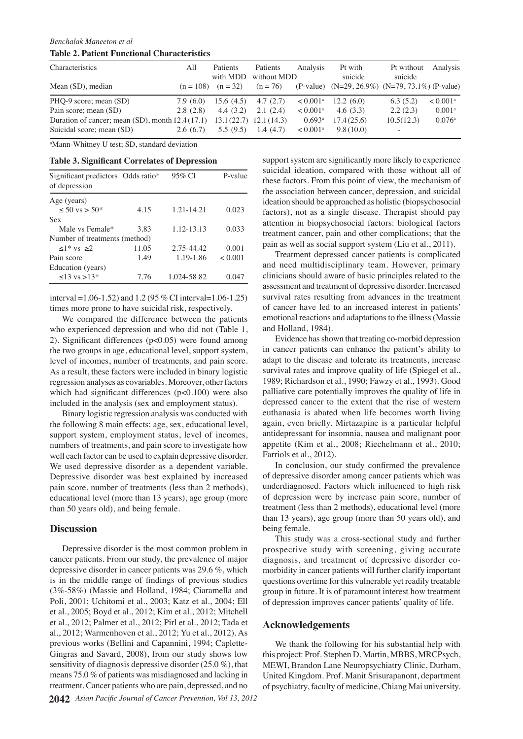**Table 2. Patient Functional Characteristics**

| Characteristics<br>Mean (SD), median | All<br>(n = 108) | Patients with MDD<br>(n = 32) | Patients without MDD<br>(n = 76) | Analysis<br>(P-value) | Pt with suicide<br>(N=29, 26.9%) | Pt without suicide<br>(N=79, 73.1%) | Analysis<br>(P-value) |
|---|---|---|---|---|---|---|---|
| PHQ-9 score; mean (SD) | 7.9 (6.0) | 15.6 (4.5) | 4.7 (2.7) | < 0.001[a] | 12.2 (6.0) | 6.3 (5.2) | < 0.001[a] |
| Pain score; mean (SD) | 2.8 (2.8) | 4.4 (3.2) | 2.1 (2.4) | < 0.001[a] | 4.6 (3.3) | 2.2 (2.3) | 0.001[a] |
| Duration of cancer; mean (SD), month | 12.4 (17.1) | 13.1 (22.7) | 12.1 (14.3) | 0.693[a] | 17.4 (25.6) | 10.5 (12.3) | 0.076[a] |
| Suicidal score; mean (SD) | 2.6 (6.7) | 5.5 (9.5) | 1.4 (4.7) | < 0.001[a] | 9.8 (10.0) | - | |

[a]Mann-Whitney U test; SD, standard deviation

**Table 3. Significant Correlates of Depression**

| Significant predictors of depression | Odds ratio* | 95% CI | P-value |
|---|---|---|---|
| Age (years) | | | |
| ≤ 50 vs > 50* | 4.15 | 1.21-14.21 | 0.023 |
| Sex | | | |
| Male vs Female* | 3.83 | 1.12-13.13 | 0.033 |
| Number of treatments (method) | | | |
| ≤1* vs ≥2 | 11.05 | 2.75-44.42 | 0.001 |
| Pain score | 1.49 | 1.19-1.86 | < 0.001 |
| Education (years) | | | |
| ≤13 vs >13* | 7.76 | 1.024-58.82 | 0.047 |

interval =1.06-1.52) and 1.2 (95 % CI interval=1.06-1.25) times more prone to have suicidal risk, respectively.

We compared the difference between the patients who experienced depression and who did not (Table 1, 2). Significant differences ($p<0.05$) were found among the two groups in age, educational level, support system, level of incomes, number of treatments, and pain score. As a result, these factors were included in binary logistic regression analyses as covariables. Moreover, other factors which had significant differences ($p<0.100$) were also included in the analysis (sex and employment status).

Binary logistic regression analysis was conducted with the following 8 main effects: age, sex, educational level, support system, employment status, level of incomes, numbers of treatments, and pain score to investigate how well each factor can be used to explain depressive disorder. We used depressive disorder as a dependent variable. Depressive disorder was best explained by increased pain score, number of treatments (less than 2 methods), educational level (more than 13 years), age group (more than 50 years old), and being female.

## Discussion

Depressive disorder is the most common problem in cancer patients. From our study, the prevalence of major depressive disorder in cancer patients was 29.6 %, which is in the middle range of findings of previous studies (3%-58%) (Massie and Holland, 1984; Ciaramella and Poli, 2001; Uchitomi et al., 2003; Katz et al., 2004; Ell et al., 2005; Boyd et al., 2012; Kim et al., 2012; Mitchell et al., 2012; Palmer et al., 2012; Pirl et al., 2012; Tada et al., 2012; Warmenhoven et al., 2012; Yu et al., 2012). As previous works (Bellini and Capannini, 1994; Caplette-Gingras and Savard, 2008), from our study shows low sensitivity of diagnosis depressive disorder (25.0 %), that means 75.0 % of patients was misdiagnosed and lacking in treatment. Cancer patients who are pain, depressed, and no support system are significantly more likely to experience suicidal ideation, compared with those without all of these factors. From this point of view, the mechanism of the association between cancer, depression, and suicidal ideation should be approached as holistic (biopsychosocial factors), not as a single disease. Therapist should pay attention in biopsychosocial factors: biological factors treatment cancer, pain and other complications; that the pain as well as social support system (Liu et al., 2011).

Treatment depressed cancer patients is complicated and need multidisciplinary team. However, primary clinicians should aware of basic principles related to the assessment and treatment of depressive disorder. Increased survival rates resulting from advances in the treatment of cancer have led to an increased interest in patients' emotional reactions and adaptations to the illness (Massie and Holland, 1984).

Evidence has shown that treating co-morbid depression in cancer patients can enhance the patient's ability to adapt to the disease and tolerate its treatments, increase survival rates and improve quality of life (Spiegel et al., 1989; Richardson et al., 1990; Fawzy et al., 1993). Good palliative care potentially improves the quality of life in depressed cancer to the extent that the rise of western euthanasia is abated when life becomes worth living again, even briefly. Mirtazapine is a particular helpful antidepressant for insomnia, nausea and malignant poor appetite (Kim et al., 2008; Riechelmann et al., 2010; Farriols et al., 2012).

In conclusion, our study confirmed the prevalence of depressive disorder among cancer patients which was underdiagnosed. Factors which influenced to high risk of depression were by increase pain score, number of treatment (less than 2 methods), educational level (more than 13 years), age group (more than 50 years old), and being female.

This study was a cross-sectional study and further prospective study with screening, giving accurate diagnosis, and treatment of depressive disorder co-morbidity in cancer patients will further clarify important questions overtime for this vulnerable yet readily treatable group in future. It is of paramount interest how treatment of depression improves cancer patients' quality of life.

## Acknowledgements

We thank the following for his substantial help with this project: Prof. Stephen D. Martin, MBBS, MRCPsych, MEWI, Brandon Lane Neuropsychiatry Clinic, Durham, United Kingdom. Prof. Manit Srisurapanont, department of psychiatry, faculty of medicine, Chiang Mai university.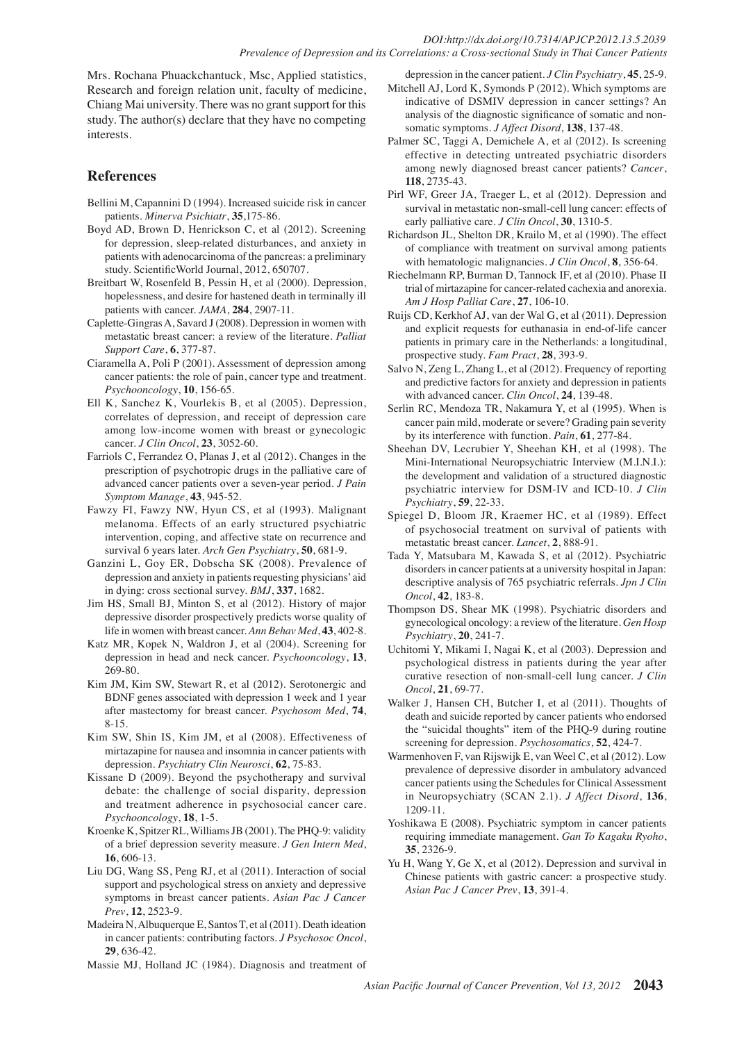Mrs. Rochana Phuackchantuck, Msc, Applied statistics, Research and foreign relation unit, faculty of medicine, Chiang Mai university. There was no grant support for this study. The author(s) declare that they have no competing interests.

## References

Bellini M, Capannini D (1994). Increased suicide risk in cancer patients. *Minerva Psichiatr*, **35**,175-86.

Boyd AD, Brown D, Henrickson C, et al (2012). Screening for depression, sleep-related disturbances, and anxiety in patients with adenocarcinoma of the pancreas: a preliminary study. ScientificWorld Journal, 2012, 650707.

Breitbart W, Rosenfeld B, Pessin H, et al (2000). Depression, hopelessness, and desire for hastened death in terminally ill patients with cancer. *JAMA*, **284**, 2907-11.

Caplette-Gingras A, Savard J (2008). Depression in women with metastatic breast cancer: a review of the literature. *Palliat Support Care*, **6**, 377-87.

Ciaramella A, Poli P (2001). Assessment of depression among cancer patients: the role of pain, cancer type and treatment. *Psychooncology*, **10**, 156-65.

Ell K, Sanchez K, Vourlekis B, et al (2005). Depression, correlates of depression, and receipt of depression care among low-income women with breast or gynecologic cancer. *J Clin Oncol*, **23**, 3052-60.

Farriols C, Ferrandez O, Planas J, et al (2012). Changes in the prescription of psychotropic drugs in the palliative care of advanced cancer patients over a seven-year period. *J Pain Symptom Manage*, **43**, 945-52.

Fawzy FI, Fawzy NW, Hyun CS, et al (1993). Malignant melanoma. Effects of an early structured psychiatric intervention, coping, and affective state on recurrence and survival 6 years later. *Arch Gen Psychiatry*, **50**, 681-9.

Ganzini L, Goy ER, Dobscha SK (2008). Prevalence of depression and anxiety in patients requesting physicians' aid in dying: cross sectional survey. *BMJ*, **337**, 1682.

Jim HS, Small BJ, Minton S, et al (2012). History of major depressive disorder prospectively predicts worse quality of life in women with breast cancer. *Ann Behav Med*, **43**, 402-8.

Katz MR, Kopek N, Waldron J, et al (2004). Screening for depression in head and neck cancer. *Psychooncology*, **13**, 269-80.

Kim JM, Kim SW, Stewart R, et al (2012). Serotonergic and BDNF genes associated with depression 1 week and 1 year after mastectomy for breast cancer. *Psychosom Med*, **74**, 8-15.

Kim SW, Shin IS, Kim JM, et al (2008). Effectiveness of mirtazapine for nausea and insomnia in cancer patients with depression. *Psychiatry Clin Neurosci*, **62**, 75-83.

Kissane D (2009). Beyond the psychotherapy and survival debate: the challenge of social disparity, depression and treatment adherence in psychosocial cancer care. *Psychooncology*, **18**, 1-5.

Kroenke K, Spitzer RL, Williams JB (2001). The PHQ-9: validity of a brief depression severity measure. *J Gen Intern Med*, **16**, 606-13.

Liu DG, Wang SS, Peng RJ, et al (2011). Interaction of social support and psychological stress on anxiety and depressive symptoms in breast cancer patients. *Asian Pac J Cancer Prev*, **12**, 2523-9.

Madeira N, Albuquerque E, Santos T, et al (2011). Death ideation in cancer patients: contributing factors. *J Psychosoc Oncol*, **29**, 636-42.

Massie MJ, Holland JC (1984). Diagnosis and treatment of depression in the cancer patient. *J Clin Psychiatry*, **45**, 25-9.

Mitchell AJ, Lord K, Symonds P (2012). Which symptoms are indicative of DSMIV depression in cancer settings? An analysis of the diagnostic significance of somatic and non-somatic symptoms. *J Affect Disord*, **138**, 137-48.

Palmer SC, Taggi A, Demichele A, et al (2012). Is screening effective in detecting untreated psychiatric disorders among newly diagnosed breast cancer patients? *Cancer*, **118**, 2735-43.

Pirl WF, Greer JA, Traeger L, et al (2012). Depression and survival in metastatic non-small-cell lung cancer: effects of early palliative care. *J Clin Oncol*, **30**, 1310-5.

Richardson JL, Shelton DR, Krailo M, et al (1990). The effect of compliance with treatment on survival among patients with hematologic malignancies. *J Clin Oncol*, **8**, 356-64.

Riechelmann RP, Burman D, Tannock IF, et al (2010). Phase II trial of mirtazapine for cancer-related cachexia and anorexia. *Am J Hosp Palliat Care*, **27**, 106-10.

Ruijs CD, Kerkhof AJ, van der Wal G, et al (2011). Depression and explicit requests for euthanasia in end-of-life cancer patients in primary care in the Netherlands: a longitudinal, prospective study. *Fam Pract*, **28**, 393-9.

Salvo N, Zeng L, Zhang L, et al (2012). Frequency of reporting and predictive factors for anxiety and depression in patients with advanced cancer. *Clin Oncol*, **24**, 139-48.

Serlin RC, Mendoza TR, Nakamura Y, et al (1995). When is cancer pain mild, moderate or severe? Grading pain severity by its interference with function. *Pain*, **61**, 277-84.

Sheehan DV, Lecrubier Y, Sheehan KH, et al (1998). The Mini-International Neuropsychiatric Interview (M.I.N.I.): the development and validation of a structured diagnostic psychiatric interview for DSM-IV and ICD-10. *J Clin Psychiatry*, **59**, 22-33.

Spiegel D, Bloom JR, Kraemer HC, et al (1989). Effect of psychosocial treatment on survival of patients with metastatic breast cancer. *Lancet*, **2**, 888-91.

Tada Y, Matsubara M, Kawada S, et al (2012). Psychiatric disorders in cancer patients at a university hospital in Japan: descriptive analysis of 765 psychiatric referrals. *Jpn J Clin Oncol*, **42**, 183-8.

Thompson DS, Shear MK (1998). Psychiatric disorders and gynecological oncology: a review of the literature. *Gen Hosp Psychiatry*, **20**, 241-7.

Uchitomi Y, Mikami I, Nagai K, et al (2003). Depression and psychological distress in patients during the year after curative resection of non-small-cell lung cancer. *J Clin Oncol*, **21**, 69-77.

Walker J, Hansen CH, Butcher I, et al (2011). Thoughts of death and suicide reported by cancer patients who endorsed the "suicidal thoughts" item of the PHQ-9 during routine screening for depression. *Psychosomatics*, **52**, 424-7.

Warmenhoven F, van Rijswijk E, van Weel C, et al (2012). Low prevalence of depressive disorder in ambulatory advanced cancer patients using the Schedules for Clinical Assessment in Neuropsychiatry (SCAN 2.1). *J Affect Disord*, **136**, 1209-11.

Yoshikawa E (2008). Psychiatric symptom in cancer patients requiring immediate management. *Gan To Kagaku Ryoho*, **35**, 2326-9.

Yu H, Wang Y, Ge X, et al (2012). Depression and survival in Chinese patients with gastric cancer: a prospective study. *Asian Pac J Cancer Prev*, **13**, 391-4.